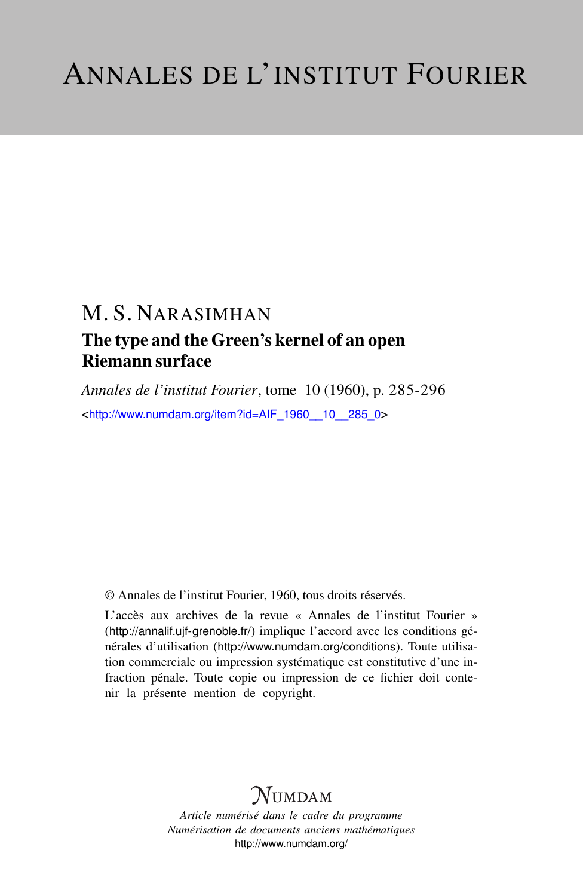# ANNALES DE L'INSTITUT FOURIER

## M. S. NARASIMHAN

### The type and the Green's kernel of an open Riemann surface

*Annales de l'institut Fourier*, tome 10 (1960), p. 285-296

<http://www.numdam.org/item?id=AIF_1960__10__285_0>

© Annales de l'institut Fourier, 1960, tous droits réservés.

L'accès aux archives de la revue « Annales de l'institut Fourier » (http://annalif.ujf-grenoble.fr/) implique l'accord avec les conditions générales d'utilisation (http://www.numdam.org/conditions). Toute utilisation commerciale ou impression systématique est constitutive d'une infraction pénale. Toute copie ou impression de ce fichier doit contenir la présente mention de copyright.

NUMDAM

*Article numérisé dans le cadre du programme*
*Numérisation de documents anciens mathématiques*
http://www.numdam.org/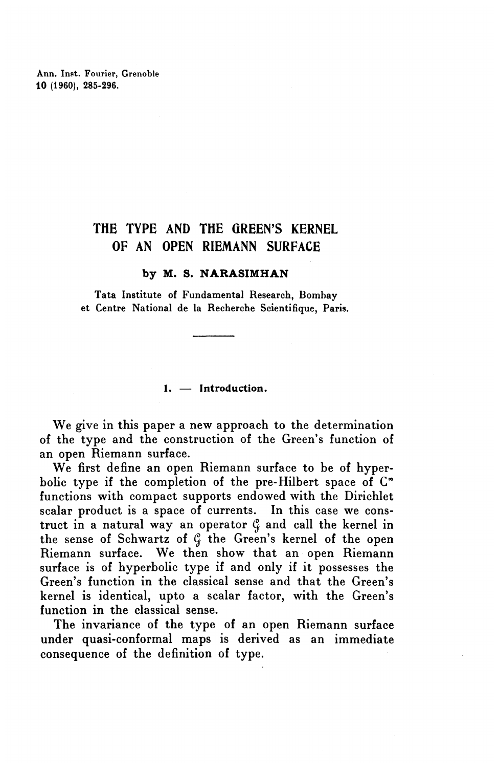Ann. Inst. Fourier, Grenoble
10 (1960), 285-296.

# THE TYPE AND THE GREEN'S KERNEL OF AN OPEN RIEMANN SURFACE

**by M. S. NARASIMHAN**

Tata Institute of Fundamental Research, Bombay
et Centre National de la Recherche Scientifique, Paris.

---

## 1. — Introduction.

We give in this paper a new approach to the determination of the type and the construction of the Green's function of an open Riemann surface.

We first define an open Riemann surface to be of hyperbolic type if the completion of the pre-Hilbert space of $C^\infty$ functions with compact supports endowed with the Dirichlet scalar product is a space of currents. In this case we construct in a natural way an operator $\mathcal{G}$ and call the kernel in the sense of Schwartz of $\mathcal{G}$ the Green's kernel of the open Riemann surface. We then show that an open Riemann surface is of hyperbolic type if and only if it possesses the Green's function in the classical sense and that the Green's kernel is identical, upto a scalar factor, with the Green's function in the classical sense.

The invariance of the type of an open Riemann surface under quasi-conformal maps is derived as an immediate consequence of the definition of type.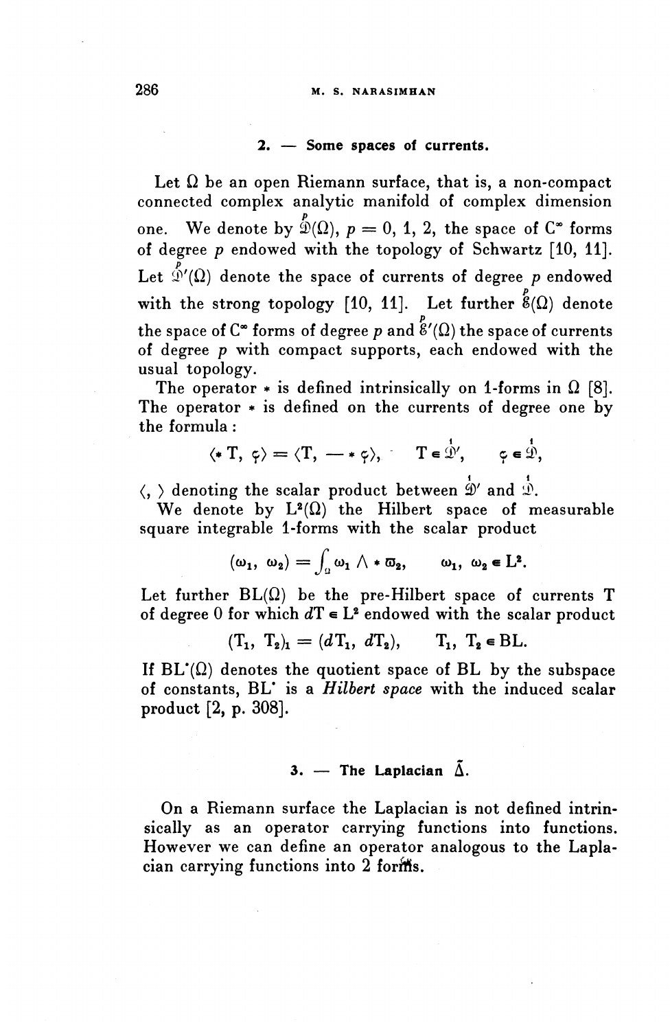## 2. — Some spaces of currents.

Let $\Omega$ be an open Riemann surface, that is, a non-compact connected complex analytic manifold of complex dimension one. We denote by $\overset{p}{\mathcal{D}}(\Omega)$, $p = 0, 1, 2$, the space of $C^\infty$ forms of degree $p$ endowed with the topology of Schwartz [10, 11]. Let $\overset{p}{\mathcal{D}}'(\Omega)$ denote the space of currents of degree $p$ endowed with the strong topology [10, 11]. Let further $\overset{p}{\mathcal{E}}(\Omega)$ denote the space of $C^\infty$ forms of degree $p$ and $\overset{p}{\mathcal{E}}'(\Omega)$ the space of currents of degree $p$ with compact supports, each endowed with the usual topology.

The operator $*$ is defined intrinsically on 1-forms in $\Omega$ [8]. The operator $*$ is defined on the currents of degree one by the formula :

$$\langle * T, \varphi \rangle = \langle T, - * \varphi \rangle, \quad T \in \overset{1}{\mathcal{D}}', \quad \varphi \in \overset{1}{\mathcal{D}},$$

$\langle , \rangle$ denoting the scalar product between $\overset{1}{\mathcal{D}}'$ and $\overset{1}{\mathcal{D}}$.

We denote by $L^2(\Omega)$ the Hilbert space of measurable square integrable 1-forms with the scalar product

$$(\omega_1, \omega_2) = \int_\Omega \omega_1 \wedge * \overline{\omega}_2, \qquad \omega_1, \omega_2 \in L^2.$$

Let further $BL(\Omega)$ be the pre-Hilbert space of currents T of degree 0 for which $dT \in L^2$ endowed with the scalar product

$$(T_1, T_2)_1 = (dT_1, dT_2), \qquad T_1, T_2 \in BL.$$

If $BL^{\cdot}(\Omega)$ denotes the quotient space of BL by the subspace of constants, $BL^{\cdot}$ is a *Hilbert space* with the induced scalar product [2, p. 308].

## 3. — The Laplacian $\tilde{\Delta}$.

On a Riemann surface the Laplacian is not defined intrinsically as an operator carrying functions into functions. However we can define an operator analogous to the Laplacian carrying functions into 2 forms.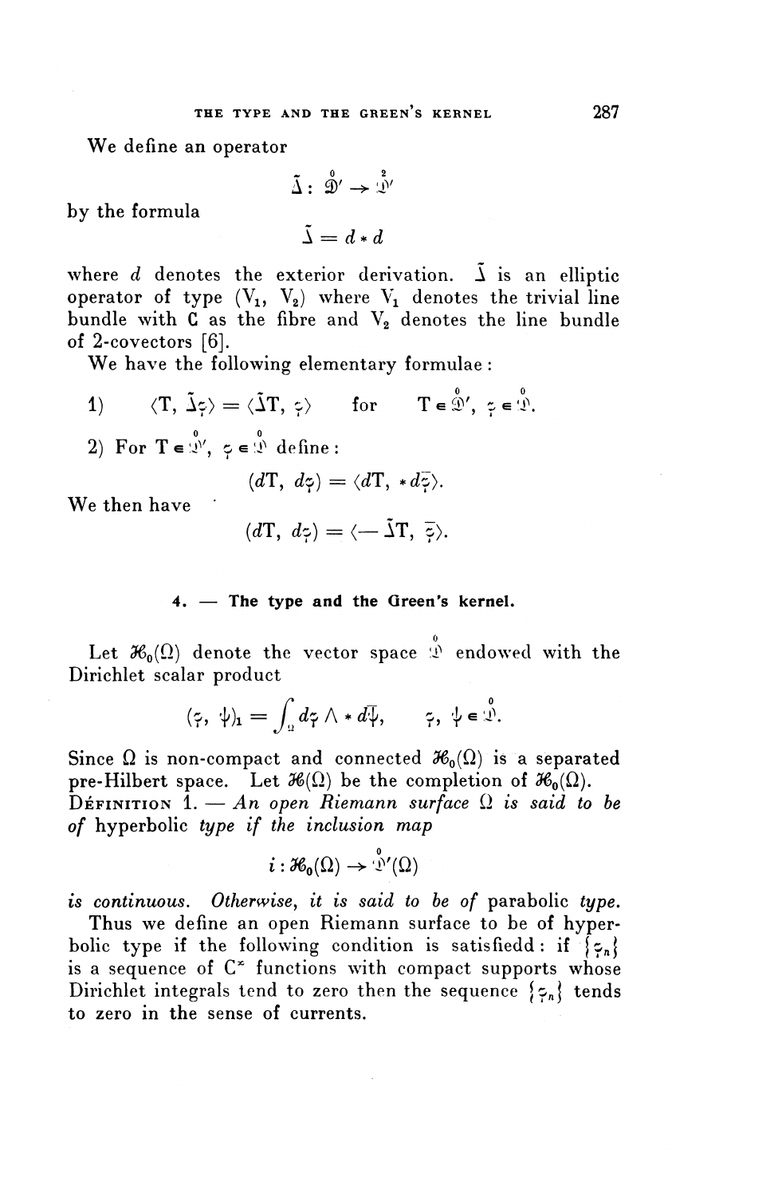We define an operator

$$\tilde{\Delta} : \overset{0}{\mathfrak{D}'} \to \overset{2}{\mathfrak{D}'}$$

by the formula

$$\tilde{\Delta} = d * d$$

where $d$ denotes the exterior derivation. $\tilde{\Delta}$ is an elliptic operator of type $(V_1, V_2)$ where $V_1$ denotes the trivial line bundle with $\mathbf{C}$ as the fibre and $V_2$ denotes the line bundle of 2-covectors [6].

We have the following elementary formulae:

1) $\langle T, \tilde{\Delta}\varphi \rangle = \langle \tilde{\Delta}T, \varphi \rangle \qquad$ for $\qquad T \in \overset{0}{\mathfrak{D}'}, \ \varphi \in \overset{0}{\mathfrak{D}}.$

2) For $T \in \overset{0}{\mathfrak{D}'}$, $\varphi \in \overset{0}{\mathfrak{D}}$ define:

$$(dT, d\varphi) = \langle dT, * d\bar{\varphi} \rangle.$$

We then have

$$(dT, d\varphi) = \langle -\tilde{\Delta}T, \bar{\varphi} \rangle.$$

## 4. — The type and the Green's kernel.

Let $\mathcal{H}_0(\Omega)$ denote the vector space $\overset{0}{\mathfrak{D}}$ endowed with the Dirichlet scalar product

$$(\varphi, \psi)_1 = \int_\Omega d\varphi \wedge * d\bar{\psi}, \qquad \varphi, \psi \in \overset{0}{\mathfrak{D}}.$$

Since $\Omega$ is non-compact and connected $\mathcal{H}_0(\Omega)$ is a separated pre-Hilbert space. Let $\mathcal{H}(\Omega)$ be the completion of $\mathcal{H}_0(\Omega)$.

DÉFINITION 1. — *An open Riemann surface $\Omega$ is said to be of* hyperbolic *type if the inclusion map*

$$i : \mathcal{H}_0(\Omega) \to \overset{0}{\mathfrak{D}'}(\Omega)$$

*is continuous. Otherwise, it is said to be of* parabolic *type.*

Thus we define an open Riemann surface to be of hyperbolic type if the following condition is satisfiedd: if $\{\varphi_n\}$ is a sequence of $C^\infty$ functions with compact supports whose Dirichlet integrals tend to zero then the sequence $\{\varphi_n\}$ tends to zero in the sense of currents.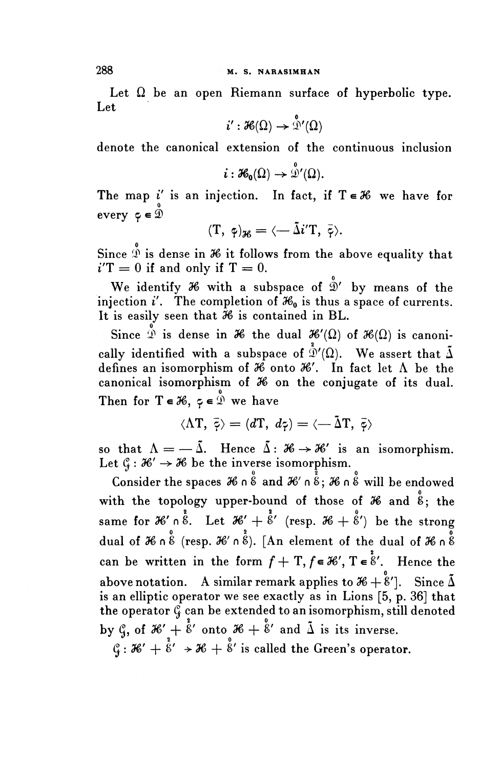Let $\Omega$ be an open Riemann surface of hyperbolic type. Let

$$i' : \mathcal{H}(\Omega) \to \overset{0}{\mathfrak{D}}'(\Omega)$$

denote the canonical extension of the continuous inclusion

$$i : \mathcal{H}_0(\Omega) \to \overset{0}{\mathfrak{D}}'(\Omega).$$

The map $i'$ is an injection. In fact, if $T \in \mathcal{H}$ we have for every $\varphi \in \overset{0}{\mathfrak{D}}$

$$(T, \varphi)_{\mathcal{H}} = \langle -\tilde{\Delta} i' T, \bar{\varphi} \rangle.$$

Since $\overset{0}{\mathfrak{D}}$ is dense in $\mathcal{H}$ it follows from the above equality that $i'T = 0$ if and only if $T = 0$.

We identify $\mathcal{H}$ with a subspace of $\overset{0}{\mathfrak{D}}'$ by means of the injection $i'$. The completion of $\mathcal{H}_0$ is thus a space of currents. It is easily seen that $\mathcal{H}$ is contained in BL.

Since $\overset{0}{\mathfrak{D}}$ is dense in $\mathcal{H}$ the dual $\mathcal{H}'(\Omega)$ of $\mathcal{H}(\Omega)$ is canonically identified with a subspace of $\overset{2}{\mathfrak{D}}'(\Omega)$. We assert that $\tilde{\Delta}$ defines an isomorphism of $\mathcal{H}$ onto $\mathcal{H}'$. In fact let $\Lambda$ be the canonical isomorphism of $\mathcal{H}$ on the conjugate of its dual. Then for $T \in \mathcal{H}$, $\varphi \in \overset{0}{\mathfrak{D}}$ we have

$$\langle \Lambda T, \bar{\varphi} \rangle = (dT, d\varphi) = \langle -\tilde{\Delta} T, \bar{\varphi} \rangle$$

so that $\Lambda = -\tilde{\Delta}$. Hence $\tilde{\Delta} : \mathcal{H} \to \mathcal{H}'$ is an isomorphism. Let $\mathcal{G} : \mathcal{H}' \to \mathcal{H}$ be the inverse isomorphism.

Consider the spaces $\mathcal{H} \cap \overset{0}{\mathcal{E}}$ and $\mathcal{H}' \cap \overset{2}{\mathcal{E}}$; $\mathcal{H} \cap \overset{0}{\mathcal{E}}$ will be endowed with the topology upper-bound of those of $\mathcal{H}$ and $\overset{0}{\mathcal{E}}$; the same for $\mathcal{H}' \cap \overset{2}{\mathcal{E}}$. Let $\mathcal{H}' + \overset{2}{\mathcal{E}}'$ (resp. $\mathcal{H} + \overset{0}{\mathcal{E}}'$) be the strong dual of $\mathcal{H} \cap \overset{0}{\mathcal{E}}$ (resp. $\mathcal{H}' \cap \overset{2}{\mathcal{E}}$). [An element of the dual of $\mathcal{H} \cap \overset{0}{\mathcal{E}}$ can be written in the form $f + T$, $f \in \mathcal{H}'$, $T \in \overset{2}{\mathcal{E}}'$. Hence the above notation. A similar remark applies to $\mathcal{H} + \overset{0}{\mathcal{E}}'$]. Since $\tilde{\Delta}$ is an elliptic operator we see exactly as in Lions [5, p. 36] that the operator $\mathcal{G}$ can be extended to an isomorphism, still denoted by $\mathcal{G}$, of $\mathcal{H}' + \overset{2}{\mathcal{E}}'$ onto $\mathcal{H} + \overset{0}{\mathcal{E}}'$ and $\tilde{\Delta}$ is its inverse.

$\mathcal{G} : \mathcal{H}' + \overset{2}{\mathcal{E}}' \to \mathcal{H} + \overset{0}{\mathcal{E}}'$ is called the Green's operator.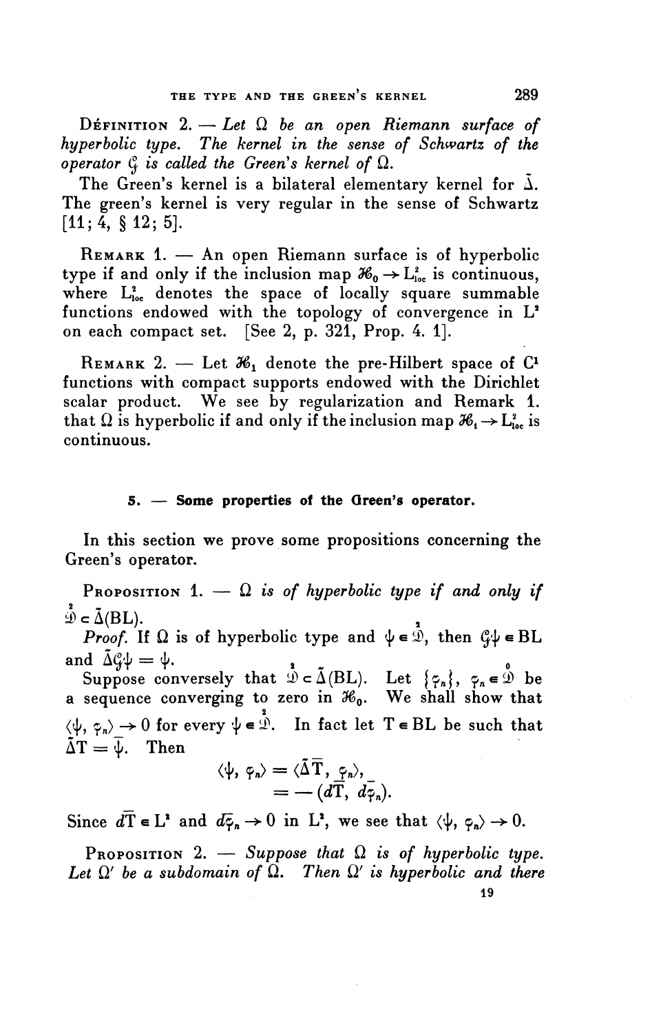**Définition 2.** — *Let $\Omega$ be an open Riemann surface of hyperbolic type. The kernel in the sense of Schwartz of the operator $\mathcal{G}$ is called the Green's kernel of $\Omega$.*

The Green's kernel is a bilateral elementary kernel for $\tilde{\Delta}$. The green's kernel is very regular in the sense of Schwartz [11; 4, § 12; 5].

**Remark 1.** — An open Riemann surface is of hyperbolic type if and only if the inclusion map $\mathcal{H}_0 \to L^2_{loc}$ is continuous, where $L^2_{loc}$ denotes the space of locally square summable functions endowed with the topology of convergence in $L^2$ on each compact set. [See 2, p. 321, Prop. 4. 1].

**Remark 2.** — Let $\mathcal{H}_1$ denote the pre-Hilbert space of $C^1$ functions with compact supports endowed with the Dirichlet scalar product. We see by regularization and Remark 1. that $\Omega$ is hyperbolic if and only if the inclusion map $\mathcal{H}_1 \to L^2_{loc}$ is continuous.

## 5. — Some properties of the Green's operator.

In this section we prove some propositions concerning the Green's operator.

**Proposition 1.** — *$\Omega$ is of hyperbolic type if and only if $\overset{2}{\mathcal{D}} \subset \tilde{\Delta}(BL)$.*

*Proof.* If $\Omega$ is of hyperbolic type and $\psi \in \overset{2}{\mathcal{D}}$, then $\mathcal{G}\psi \in BL$ and $\tilde{\Delta}\mathcal{G}\psi = \psi$.

Suppose conversely that $\overset{2}{\mathcal{D}} \subset \tilde{\Delta}(BL)$. Let $\{\varphi_n\}$, $\varphi_n \in \overset{0}{\mathcal{D}}$ be a sequence converging to zero in $\mathcal{H}_0$. We shall show that $\langle \psi, \varphi_n \rangle \to 0$ for every $\psi \in \overset{2}{\mathcal{D}}$. In fact let $T \in BL$ be such that $\tilde{\Delta}T = \bar{\psi}$. Then

$$\begin{aligned} \langle \psi, \varphi_n \rangle &= \langle \tilde{\Delta}\bar{T}, \varphi_n \rangle, \\ &= -(d\bar{T}, d\bar{\varphi}_n). \end{aligned}$$

Since $d\bar{T} \in L^2$ and $d\bar{\varphi}_n \to 0$ in $L^2$, we see that $\langle \psi, \varphi_n \rangle \to 0$.

**Proposition 2.** — *Suppose that $\Omega$ is of hyperbolic type. Let $\Omega'$ be a subdomain of $\Omega$. Then $\Omega'$ is hyperbolic and there*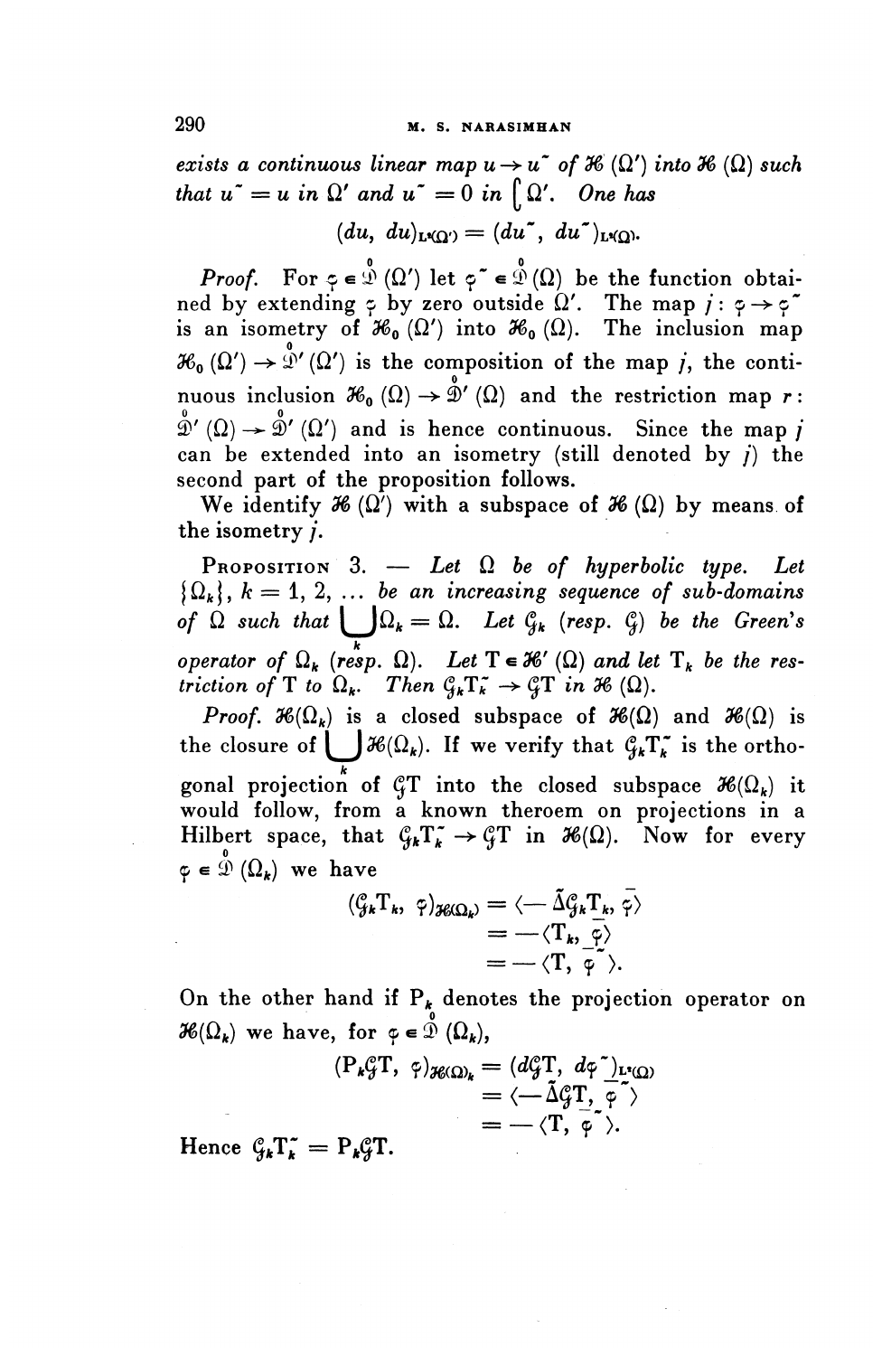*exists a continuous linear map $u \to u^{\sim}$ of $\mathcal{H}(\Omega')$ into $\mathcal{H}(\Omega)$ such that $u^{\sim} = u$ in $\Omega'$ and $u^{\sim} = 0$ in $\complement \Omega'$. One has*

$$(du, du)_{L^2(\Omega')} = (du^{\sim}, du^{\sim})_{L^2(\Omega)}.$$

*Proof.* For $\varphi \in \overset{0}{\mathcal{D}}(\Omega')$ let $\varphi^{\sim} \in \overset{0}{\mathcal{D}}(\Omega)$ be the function obtained by extending $\varphi$ by zero outside $\Omega'$. The map $j : \varphi \to \varphi^{\sim}$ is an isometry of $\mathcal{H}_0(\Omega')$ into $\mathcal{H}_0(\Omega)$. The inclusion map $\mathcal{H}_0(\Omega') \to \overset{0}{\mathcal{D}}'(\Omega')$ is the composition of the map $j$, the continuous inclusion $\mathcal{H}_0(\Omega) \to \overset{0}{\mathcal{D}}'(\Omega)$ and the restriction map $r$: $\overset{0}{\mathcal{D}}'(\Omega) \to \overset{0}{\mathcal{D}}'(\Omega')$ and is hence continuous. Since the map $j$ can be extended into an isometry (still denoted by $j$) the second part of the proposition follows.

We identify $\mathcal{H}(\Omega')$ with a subspace of $\mathcal{H}(\Omega)$ by means of the isometry $j$.

Proposition 3. — *Let $\Omega$ be of hyperbolic type. Let $\{\Omega_k\}$, $k = 1, 2, \ldots$ be an increasing sequence of sub-domains of $\Omega$ such that $\bigcup_k \Omega_k = \Omega$. Let $\mathcal{G}_k$ (resp. $\mathcal{G}$) be the Green's operator of $\Omega_k$ (resp. $\Omega$). Let $T \in \mathcal{H}'(\Omega)$ and let $T_k$ be the restriction of $T$ to $\Omega_k$. Then $\mathcal{G}_k T_k^{\sim} \to \mathcal{G} T$ in $\mathcal{H}(\Omega)$.*

*Proof.* $\mathcal{H}(\Omega_k)$ is a closed subspace of $\mathcal{H}(\Omega)$ and $\mathcal{H}(\Omega)$ is the closure of $\bigcup_k \mathcal{H}(\Omega_k)$. If we verify that $\mathcal{G}_k T_k^{\sim}$ is the orthogonal projection of $\mathcal{G}T$ into the closed subspace $\mathcal{H}(\Omega_k)$ it would follow, from a known theroem on projections in a Hilbert space, that $\mathcal{G}_k T_k^{\sim} \to \mathcal{G}T$ in $\mathcal{H}(\Omega)$. Now for every $\varphi \in \overset{0}{\mathcal{D}}(\Omega_k)$ we have

$$\begin{aligned}
(\mathcal{G}_k T_k, \varphi)_{\mathcal{H}(\Omega_k)} &= \langle -\tilde{\Delta}\mathcal{G}_k T_k, \bar{\varphi} \rangle \\
&= -\langle T_k, \bar{\varphi} \rangle \\
&= -\langle T, \bar{\varphi}^{\sim} \rangle.
\end{aligned}$$

On the other hand if $P_k$ denotes the projection operator on $\mathcal{H}(\Omega_k)$ we have, for $\varphi \in \overset{0}{\mathcal{D}}(\Omega_k)$,

$$\begin{aligned}
(P_k \mathcal{G}T, \varphi)_{\mathcal{H}(\Omega)_k} &= (d\mathcal{G}T, d\varphi^{\sim})_{L^2(\Omega)} \\
&= \langle -\tilde{\Delta}\mathcal{G}T, \bar{\varphi}^{\sim} \rangle \\
&= -\langle T, \bar{\varphi}^{\sim} \rangle.
\end{aligned}$$

Hence $\mathcal{G}_k T_k^{\sim} = P_k \mathcal{G} T$.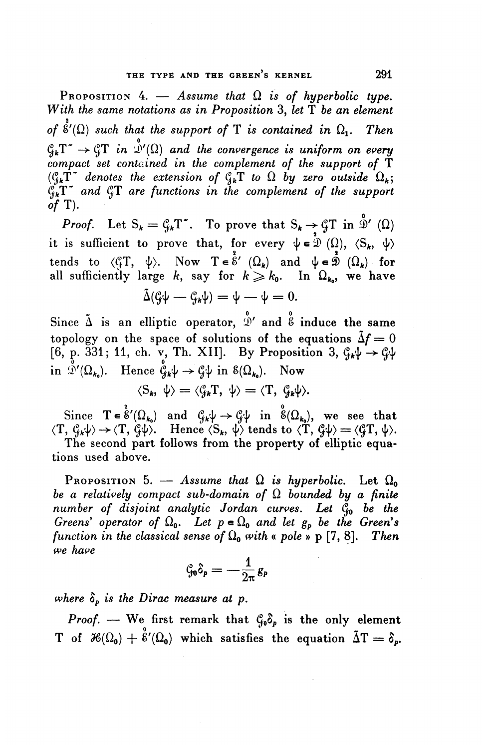**Proposition 4.** — *Assume that $\Omega$ is of hyperbolic type. With the same notations as in Proposition 3, let* T *be an element of $\overset{2}{\mathcal{E}}'(\Omega)$ such that the support of* T *is contained in $\Omega_1$. Then $\mathcal{G}_k\mathrm{T}^{\sim} \to \mathcal{G}\mathrm{T}$ in $\overset{0}{\mathcal{D}}'(\Omega)$ and the convergence is uniform on every compact set contained in the complement of the support of* T *($\mathcal{G}_k\mathrm{T}^{\sim}$ denotes the extension of $\mathcal{G}_k\mathrm{T}$ to $\Omega$ by zero outside $\Omega_k$; $\mathcal{G}_k\mathrm{T}^{\sim}$ and $\mathcal{G}\mathrm{T}$ are functions in the complement of the support of* T*).*

*Proof.* Let $\mathrm{S}_k = \mathcal{G}_k\mathrm{T}^{\sim}$. To prove that $\mathrm{S}_k \to \mathcal{G}\mathrm{T}$ in $\overset{0}{\mathcal{D}}'(\Omega)$ it is sufficient to prove that, for every $\psi \in \overset{2}{\mathcal{D}}(\Omega)$, $\langle \mathrm{S}_k, \psi\rangle$ tends to $\langle \mathcal{G}\mathrm{T}, \psi\rangle$. Now $\mathrm{T} \in \overset{2}{\mathcal{E}}'(\Omega_k)$ and $\psi \in \overset{2}{\mathcal{D}}(\Omega_k)$ for all sufficiently large $k$, say for $k \geqslant k_0$. In $\Omega_{k_0}$, we have

$$\tilde{\Delta}(\mathcal{G}\psi - \mathcal{G}_k\psi) = \psi - \psi = 0.$$

Since $\tilde{\Delta}$ is an elliptic operator, $\overset{0}{\mathcal{D}}'$ and $\overset{0}{\mathcal{E}}$ induce the same topology on the space of solutions of the equations $\tilde{\Delta}f = 0$ [6, p. 331; 11, ch. v, Th. XII]. By Proposition 3, $\mathcal{G}_k\psi \to \mathcal{G}\psi$ in $\overset{0}{\mathcal{D}}'(\Omega_{k_0})$. Hence $\mathcal{G}_k\psi \to \mathcal{G}\psi$ in $\mathcal{E}(\Omega_{k_0})$. Now

$$\langle \mathrm{S}_k, \psi\rangle = \langle \mathcal{G}_k\mathrm{T}, \psi\rangle = \langle \mathrm{T}, \mathcal{G}_k\psi\rangle.$$

Since $\mathrm{T} \in \overset{2}{\mathcal{E}}'(\Omega_{k_0})$ and $\mathcal{G}_k\psi \to \mathcal{G}\psi$ in $\overset{0}{\mathcal{E}}(\Omega_{k_0})$, we see that $\langle \mathrm{T}, \mathcal{G}_k\psi\rangle \to \langle \mathrm{T}, \mathcal{G}\psi\rangle$. Hence $\langle \mathrm{S}_k, \psi\rangle$ tends to $\langle \mathrm{T}, \mathcal{G}\psi\rangle = \langle \mathcal{G}\mathrm{T}, \psi\rangle$.

The second part follows from the property of elliptic equations used above.

**Proposition 5.** — *Assume that $\Omega$ is hyperbolic. Let $\Omega_0$ be a relatively compact sub-domain of $\Omega$ bounded by a finite number of disjoint analytic Jordan curves. Let $\mathcal{G}_0$ be the Greens' operator of $\Omega_0$. Let $p \in \Omega_0$ and let $g_p$ be the Green's function in the classical sense of $\Omega_0$ with « pole » p [7, 8]. Then we have*

$$\mathcal{G}_0\delta_p = -\frac{1}{2\pi}g_p$$

*where $\delta_p$ is the Dirac measure at p.*

*Proof.* — We first remark that $\mathcal{G}_0\delta_p$ is the only element T of $\mathcal{H}(\Omega_0) + \overset{0}{\mathcal{E}}'(\Omega_0)$ which satisfies the equation $\tilde{\Delta}\mathrm{T} = \delta_p$.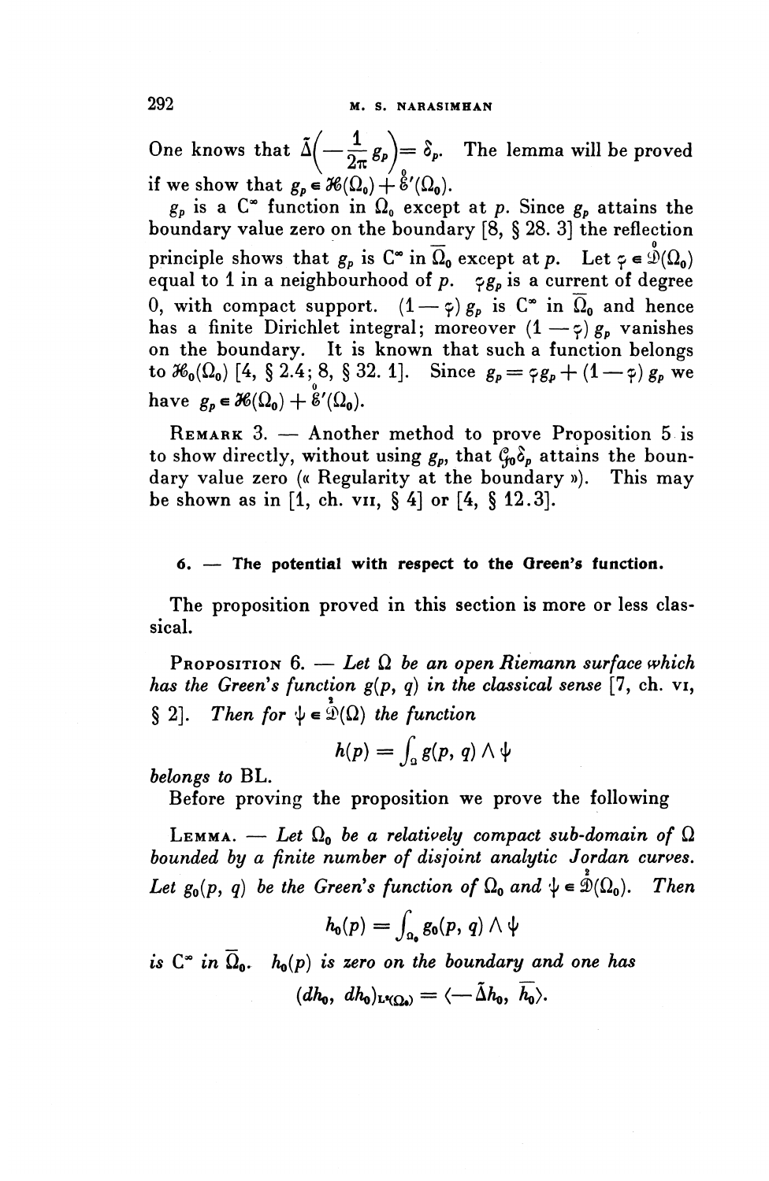One knows that $\tilde{\Delta}\left(-\frac{1}{2\pi}g_p\right) = \delta_p$. The lemma will be proved if we show that $g_p \in \mathcal{H}(\Omega_0) + \overset{0}{\mathcal{E}}'(\Omega_0)$.

$g_p$ is a $C^\infty$ function in $\Omega_0$ except at $p$. Since $g_p$ attains the boundary value zero on the boundary [8, § 28. 3] the reflection principle shows that $g_p$ is $C^\infty$ in $\overline{\Omega}_0$ except at $p$. Let $\varphi \in \overset{0}{\mathcal{D}}(\Omega_0)$ equal to 1 in a neighbourhood of $p$. $\varphi g_p$ is a current of degree 0, with compact support. $(1-\varphi)\, g_p$ is $C^\infty$ in $\overline{\Omega}_0$ and hence has a finite Dirichlet integral; moreover $(1-\varphi)\, g_p$ vanishes on the boundary. It is known that such a function belongs to $\mathcal{H}_0(\Omega_0)$ [4, § 2.4; 8, § 32. 1]. Since $g_p = \varphi g_p + (1-\varphi)\, g_p$ we have $g_p \in \mathcal{H}(\Omega_0) + \overset{0}{\mathcal{E}}'(\Omega_0)$.

REMARK 3. — Another method to prove Proposition 5 is to show directly, without using $g_p$, that $\mathcal{G}_0\delta_p$ attains the boundary value zero (« Regularity at the boundary »). This may be shown as in [1, ch. VII, § 4] or [4, § 12.3].

## 6. — The potential with respect to the Green's function.

The proposition proved in this section is more or less classical.

PROPOSITION 6. — *Let $\Omega$ be an open Riemann surface which has the Green's function $g(p, q)$ in the classical sense* [7, ch. VI, § 2]. *Then for $\psi \in \overset{2}{\mathcal{D}}(\Omega)$ the function*

$$h(p) = \int_\Omega g(p, q) \wedge \psi$$

*belongs to* BL.

Before proving the proposition we prove the following

LEMMA. — *Let $\Omega_0$ be a relatively compact sub-domain of $\Omega$ bounded by a finite number of disjoint analytic Jordan curves. Let $g_0(p, q)$ be the Green's function of $\Omega_0$ and $\psi \in \overset{2}{\mathcal{D}}(\Omega_0)$. Then*

$$h_0(p) = \int_{\Omega_0} g_0(p, q) \wedge \psi$$

*is $C^\infty$ in $\overline{\Omega}_0$. $h_0(p)$ is zero on the boundary and one has*

$$(dh_0,\, dh_0)_{L^2(\Omega_0)} = \langle -\tilde{\Delta} h_0,\, \overline{h_0} \rangle.$$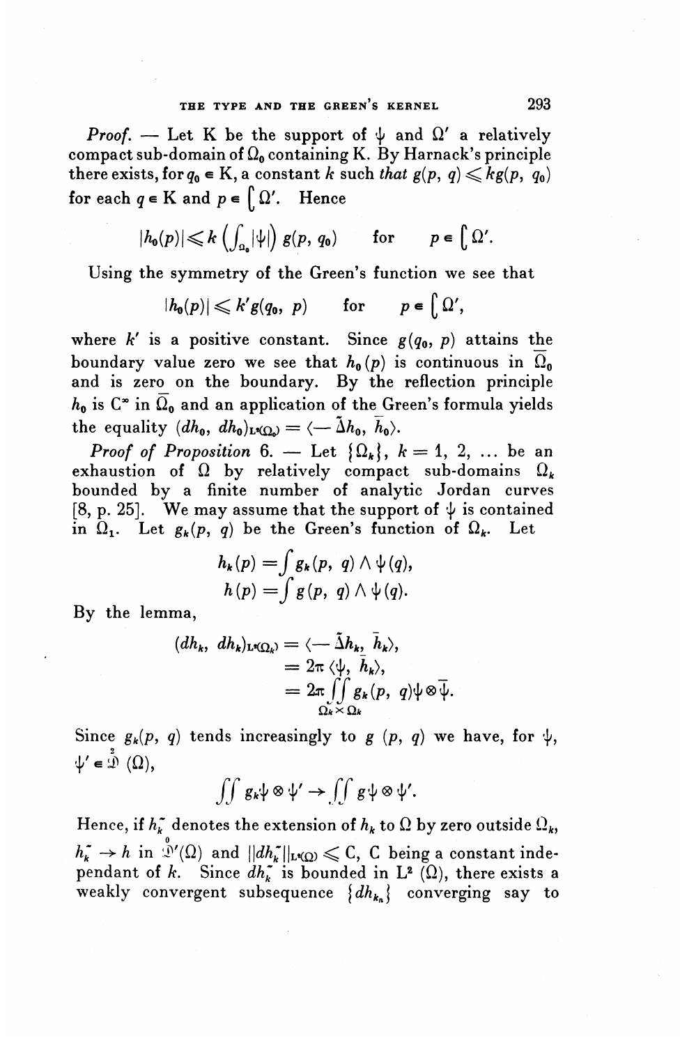*Proof.* — Let K be the support of $\psi$ and $\Omega'$ a relatively compact sub-domain of $\Omega_0$ containing K. By Harnack's principle there exists, for $q_0 \in K$, a constant $k$ such *that* $g(p, q) \leqslant kg(p, q_0)$ for each $q \in K$ and $p \in \complement\, \Omega'$. Hence

$$|h_0(p)| \leqslant k \left(\int_{\Omega_0} |\psi|\right) g(p, q_0) \qquad \text{for} \qquad p \in \complement\, \Omega'.$$

Using the symmetry of the Green's function we see that

$$|h_0(p)| \leqslant k' g(q_0, p) \qquad \text{for} \qquad p \in \complement\, \Omega',$$

where $k'$ is a positive constant. Since $g(q_0, p)$ attains the boundary value zero we see that $h_0(p)$ is continuous in $\overline{\Omega}_0$ and is zero on the boundary. By the reflection principle $h_0$ is $C^\infty$ in $\overline{\Omega}_0$ and an application of the Green's formula yields the equality $(dh_0, dh_0)_{L^2(\Omega_0)} = \langle -\tilde{\Delta} h_0, \overline{h}_0 \rangle$.

*Proof of Proposition* 6. — Let $\{\Omega_k\}$, $k = 1, 2, \ldots$ be an exhaustion of $\Omega$ by relatively compact sub-domains $\Omega_k$ bounded by a finite number of analytic Jordan curves [8, p. 25]. We may assume that the support of $\psi$ is contained in $\Omega_1$. Let $g_k(p, q)$ be the Green's function of $\Omega_k$. Let

$$h_k(p) = \int g_k(p, q) \wedge \psi(q),$$
$$h(p) = \int g(p, q) \wedge \psi(q).$$

By the lemma,

$$\begin{aligned}
(dh_k, dh_k)_{L^2(\Omega_k)} &= \langle -\tilde{\Delta} h_k, \overline{h}_k \rangle, \\
&= 2\pi \langle \psi, \overline{h}_k \rangle, \\
&= 2\pi \iint\limits_{\Omega_k \times \Omega_k} g_k(p, q) \psi \otimes \overline{\psi}.
\end{aligned}$$

Since $g_k(p, q)$ tends increasingly to $g\,(p, q)$ we have, for $\psi$, $\psi' \in \overset{2}{\mathcal{D}}\,(\Omega)$,

$$\iint g_k \psi \otimes \psi' \to \iint g \psi \otimes \psi'.$$

Hence, if $h_k^\sim$ denotes the extension of $h_k$ to $\Omega$ by zero outside $\Omega_k$, $h_k^\sim \to h$ in $\overset{0}{\mathcal{D}}{}'(\Omega)$ and $\|dh_k^\sim\|_{L^2(\Omega)} \leqslant C$, C being a constant independant of $k$. Since $dh_k^\sim$ is bounded in $L^2\,(\Omega)$, there exists a weakly convergent subsequence $\{dh_{k_n}\}$ converging say to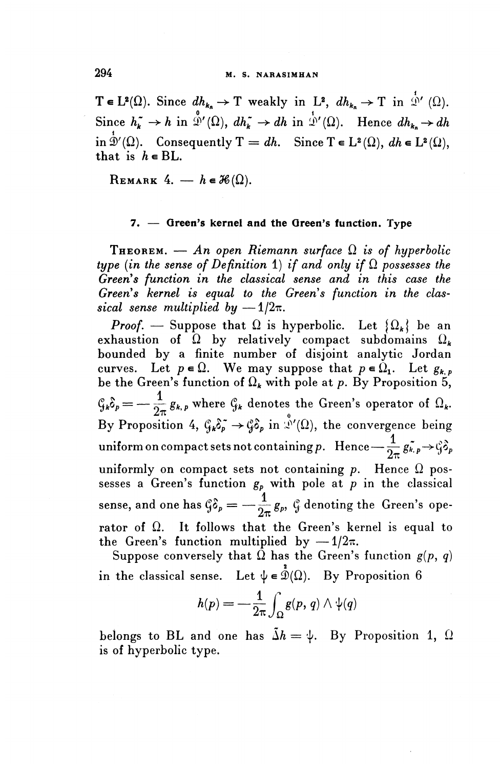$T \in L^2(\Omega)$. Since $dh_{k_n} \to T$ weakly in $L^2$, $dh_{k_n} \to T$ in $\overset{1}{\mathcal{D}}'(\Omega)$. Since $h_k^{\sim} \to h$ in $\overset{0}{\mathcal{D}}'(\Omega)$, $dh_k^{\sim} \to dh$ in $\overset{1}{\mathcal{D}}'(\Omega)$. Hence $dh_{k_n} \to dh$ in $\overset{1}{\mathcal{D}}'(\Omega)$. Consequently $T = dh$. Since $T \in L^2(\Omega)$, $dh \in L^2(\Omega)$, that is $h \in \mathrm{BL}$.

REMARK 4. — $h \in \mathcal{H}(\Omega)$.

## 7. — Green's kernel and the Green's function. Type

THEOREM. — *An open Riemann surface $\Omega$ is of hyperbolic type (in the sense of Definition 1) if and only if $\Omega$ possesses the Green's function in the classical sense and in this case the Green's kernel is equal to the Green's function in the classical sense multiplied by $-1/2\pi$.*

*Proof.* — Suppose that $\Omega$ is hyperbolic. Let $\{\Omega_k\}$ be an exhaustion of $\Omega$ by relatively compact subdomains $\Omega_k$ bounded by a finite number of disjoint analytic Jordan curves. Let $p \in \Omega$. We may suppose that $p \in \Omega_1$. Let $g_{k,p}$ be the Green's function of $\Omega_k$ with pole at $p$. By Proposition 5, $\mathcal{G}_k \delta_p = -\dfrac{1}{2\pi} g_{k,p}$ where $\mathcal{G}_k$ denotes the Green's operator of $\Omega_k$. By Proposition 4, $\mathcal{G}_k \delta_p^{\sim} \to \mathcal{G}\delta_p$ in $\overset{0}{\mathcal{D}}'(\Omega)$, the convergence being uniform on compact sets not containing $p$. Hence $-\dfrac{1}{2\pi} g_{k,p}^{\sim} \to \mathcal{G}\delta_p$ uniformly on compact sets not containing $p$. Hence $\Omega$ possesses a Green's function $g_p$ with pole at $p$ in the classical sense, and one has $\mathcal{G}\delta_p = -\dfrac{1}{2\pi} g_p$, $\mathcal{G}$ denoting the Green's operator of $\Omega$. It follows that the Green's kernel is equal to the Green's function multiplied by $-1/2\pi$.

Suppose conversely that $\Omega$ has the Green's function $g(p, q)$ in the classical sense. Let $\psi \in \overset{2}{\mathcal{D}}(\Omega)$. By Proposition 6

$$h(p) = -\frac{1}{2\pi}\int_{\Omega} g(p, q) \wedge \psi(q)$$

belongs to BL and one has $\tilde{\Delta} h = \psi$. By Proposition 1, $\Omega$ is of hyperbolic type.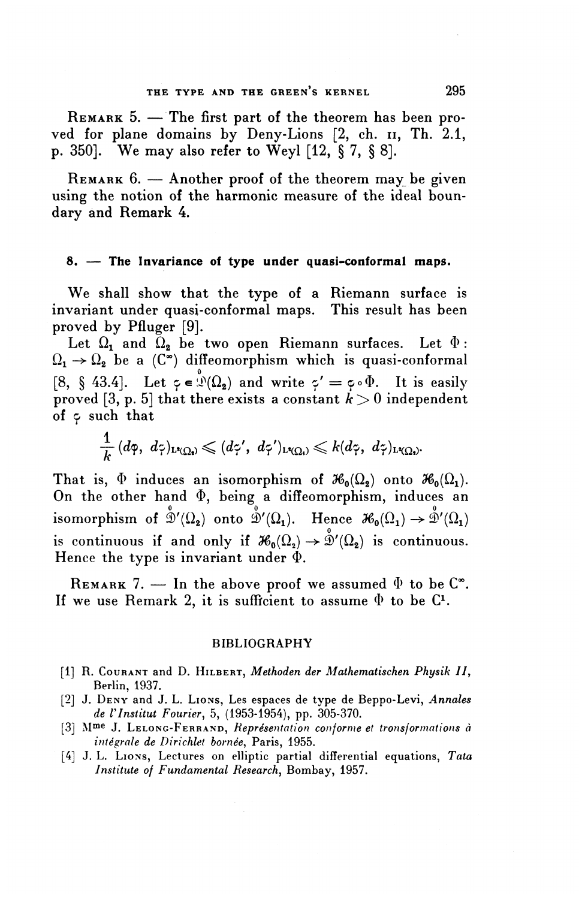REMARK 5. — The first part of the theorem has been proved for plane domains by Deny-Lions [2, ch. II, Th. 2.1, p. 350]. We may also refer to Weyl [12, § 7, § 8].

REMARK 6. — Another proof of the theorem may be given using the notion of the harmonic measure of the ideal boundary and Remark 4.

## 8. — The Invariance of type under quasi-conformal maps.

We shall show that the type of a Riemann surface is invariant under quasi-conformal maps. This result has been proved by Pfluger [9].

Let $\Omega_1$ and $\Omega_2$ be two open Riemann surfaces. Let $\Phi : \Omega_1 \to \Omega_2$ be a $(C^\infty)$ diffeomorphism which is quasi-conformal [8, § 43.4]. Let $\varphi \in \overset{0}{\mathfrak{D}}(\Omega_2)$ and write $\varphi' = \varphi \circ \Phi$. It is easily proved [3, p. 5] that there exists a constant $k > 0$ independent of $\varphi$ such that

$$\frac{1}{k}(d\varphi, d\varphi)_{L^2(\Omega_2)} \leqslant (d\varphi', d\varphi')_{L^2(\Omega_1)} \leqslant k(d\varphi, d\varphi)_{L^2(\Omega_2)}.$$

That is, $\Phi$ induces an isomorphism of $\mathcal{H}_0(\Omega_2)$ onto $\mathcal{H}_0(\Omega_1)$. On the other hand $\Phi$, being a diffeomorphism, induces an isomorphism of $\overset{0}{\mathfrak{D}}'(\Omega_2)$ onto $\overset{0}{\mathfrak{D}}'(\Omega_1)$. Hence $\mathcal{H}_0(\Omega_1) \to \overset{0}{\mathfrak{D}}'(\Omega_1)$ is continuous if and only if $\mathcal{H}_0(\Omega_2) \to \overset{0}{\mathfrak{D}}'(\Omega_2)$ is continuous. Hence the type is invariant under $\Phi$.

REMARK 7. — In the above proof we assumed $\Phi$ to be $C^\infty$. If we use Remark 2, it is sufficient to assume $\Phi$ to be $C^1$.

## BIBLIOGRAPHY

[1] R. COURANT and D. HILBERT, *Methoden der Mathematischen Physik II*, Berlin, 1937.

[2] J. DENY and J. L. LIONS, Les espaces de type de Beppo-Levi, *Annales de l'Institut Fourier*, 5, (1953-1954), pp. 305-370.

[3] Mme J. LELONG-FERRAND, *Représentation conforme et transformations à intégrale de Dirichlet bornée*, Paris, 1955.

[4] J. L. LIONS, Lectures on elliptic partial differential equations, *Tata Institute of Fundamental Research*, Bombay, 1957.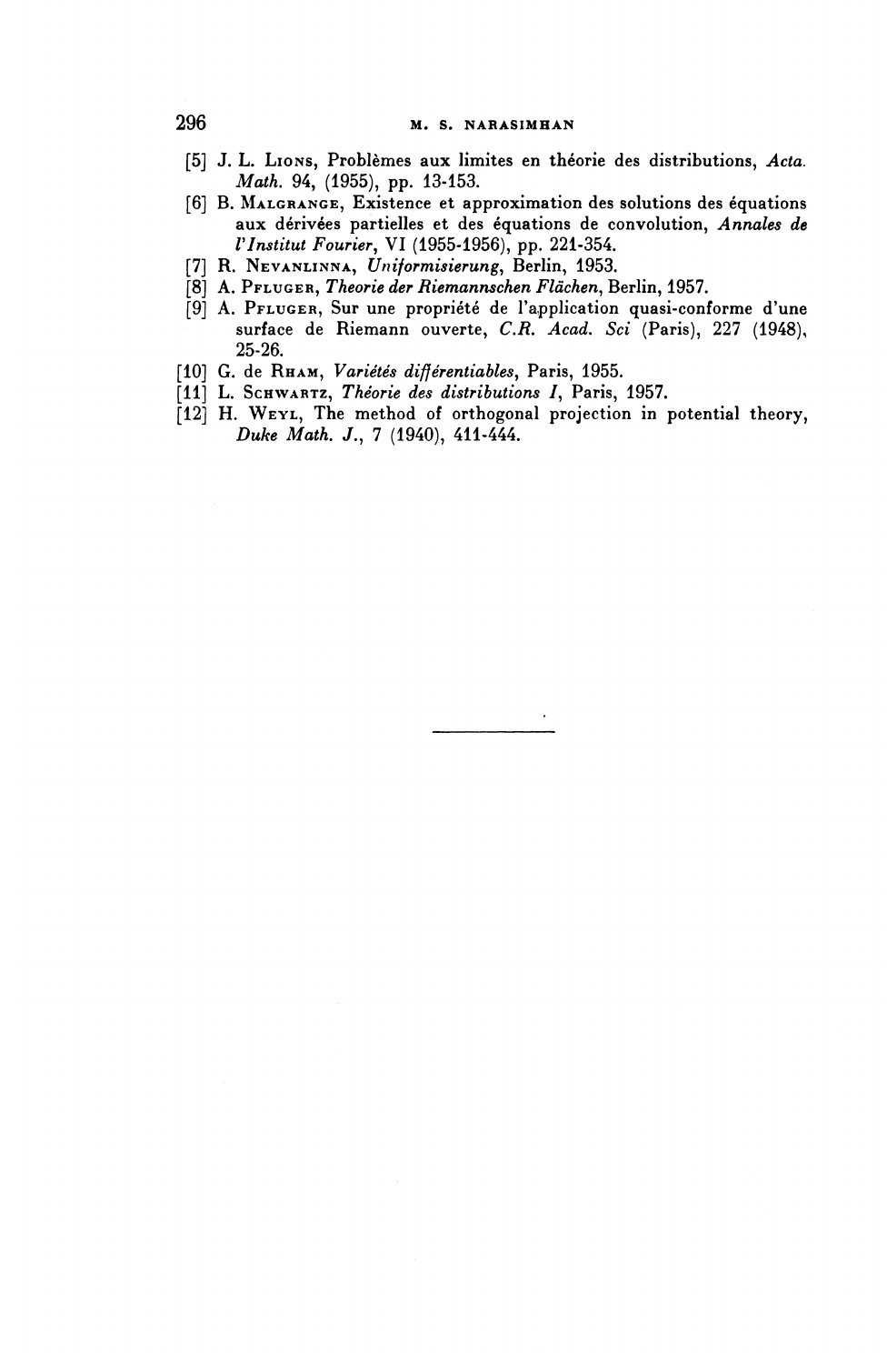[5] J. L. Lions, Problèmes aux limites en théorie des distributions, *Acta. Math.* 94, (1955), pp. 13-153.

[6] B. Malgrange, Existence et approximation des solutions des équations aux dérivées partielles et des équations de convolution, *Annales de l'Institut Fourier*, VI (1955-1956), pp. 221-354.

[7] R. Nevanlinna, *Uniformisierung*, Berlin, 1953.

[8] A. Pfluger, *Theorie der Riemannschen Flächen*, Berlin, 1957.

[9] A. Pfluger, Sur une propriété de l'application quasi-conforme d'une surface de Riemann ouverte, *C.R. Acad. Sci* (Paris), 227 (1948), 25-26.

[10] G. de Rham, *Variétés différentiables*, Paris, 1955.

[11] L. Schwartz, *Théorie des distributions I*, Paris, 1957.

[12] H. Weyl, The method of orthogonal projection in potential theory, *Duke Math. J.*, 7 (1940), 411-444.